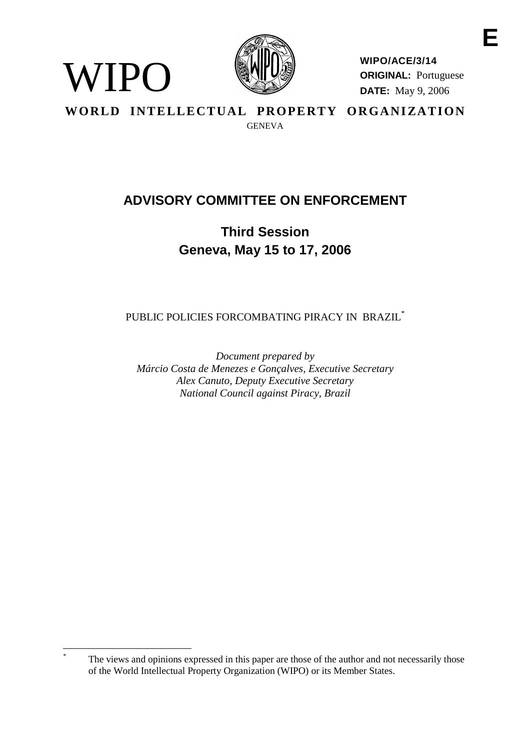E

WIPO

**WIPO/ACE/3/14**
**ORIGINAL:** Portuguese
**DATE:** May 9, 2006

**WORLD INTELLECTUAL PROPERTY ORGANIZATION**
GENEVA

# ADVISORY COMMITTEE ON ENFORCEMENT

## Third Session
## Geneva, May 15 to 17, 2006

PUBLIC POLICIES FORCOMBATING PIRACY IN BRAZIL*

*Document prepared by*
*Márcio Costa de Menezes e Gonçalves, Executive Secretary*
*Alex Canuto, Deputy Executive Secretary*
*National Council against Piracy, Brazil*

---

* The views and opinions expressed in this paper are those of the author and not necessarily those of the World Intellectual Property Organization (WIPO) or its Member States.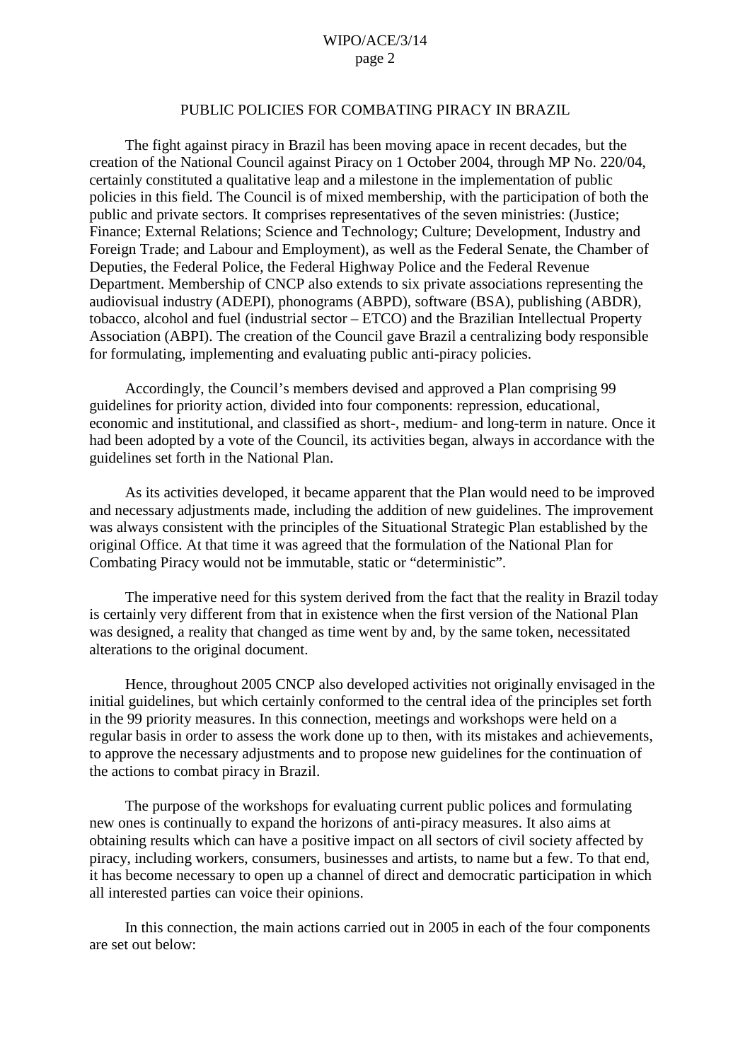## PUBLIC POLICIES FOR COMBATING PIRACY IN BRAZIL

The fight against piracy in Brazil has been moving apace in recent decades, but the creation of the National Council against Piracy on 1 October 2004, through MP No. 220/04, certainly constituted a qualitative leap and a milestone in the implementation of public policies in this field. The Council is of mixed membership, with the participation of both the public and private sectors. It comprises representatives of the seven ministries: (Justice; Finance; External Relations; Science and Technology; Culture; Development, Industry and Foreign Trade; and Labour and Employment), as well as the Federal Senate, the Chamber of Deputies, the Federal Police, the Federal Highway Police and the Federal Revenue Department. Membership of CNCP also extends to six private associations representing the audiovisual industry (ADEPI), phonograms (ABPD), software (BSA), publishing (ABDR), tobacco, alcohol and fuel (industrial sector – ETCO) and the Brazilian Intellectual Property Association (ABPI). The creation of the Council gave Brazil a centralizing body responsible for formulating, implementing and evaluating public anti-piracy policies.

Accordingly, the Council's members devised and approved a Plan comprising 99 guidelines for priority action, divided into four components: repression, educational, economic and institutional, and classified as short-, medium- and long-term in nature. Once it had been adopted by a vote of the Council, its activities began, always in accordance with the guidelines set forth in the National Plan.

As its activities developed, it became apparent that the Plan would need to be improved and necessary adjustments made, including the addition of new guidelines. The improvement was always consistent with the principles of the Situational Strategic Plan established by the original Office. At that time it was agreed that the formulation of the National Plan for Combating Piracy would not be immutable, static or "deterministic".

The imperative need for this system derived from the fact that the reality in Brazil today is certainly very different from that in existence when the first version of the National Plan was designed, a reality that changed as time went by and, by the same token, necessitated alterations to the original document.

Hence, throughout 2005 CNCP also developed activities not originally envisaged in the initial guidelines, but which certainly conformed to the central idea of the principles set forth in the 99 priority measures. In this connection, meetings and workshops were held on a regular basis in order to assess the work done up to then, with its mistakes and achievements, to approve the necessary adjustments and to propose new guidelines for the continuation of the actions to combat piracy in Brazil.

The purpose of the workshops for evaluating current public polices and formulating new ones is continually to expand the horizons of anti-piracy measures. It also aims at obtaining results which can have a positive impact on all sectors of civil society affected by piracy, including workers, consumers, businesses and artists, to name but a few. To that end, it has become necessary to open up a channel of direct and democratic participation in which all interested parties can voice their opinions.

In this connection, the main actions carried out in 2005 in each of the four components are set out below: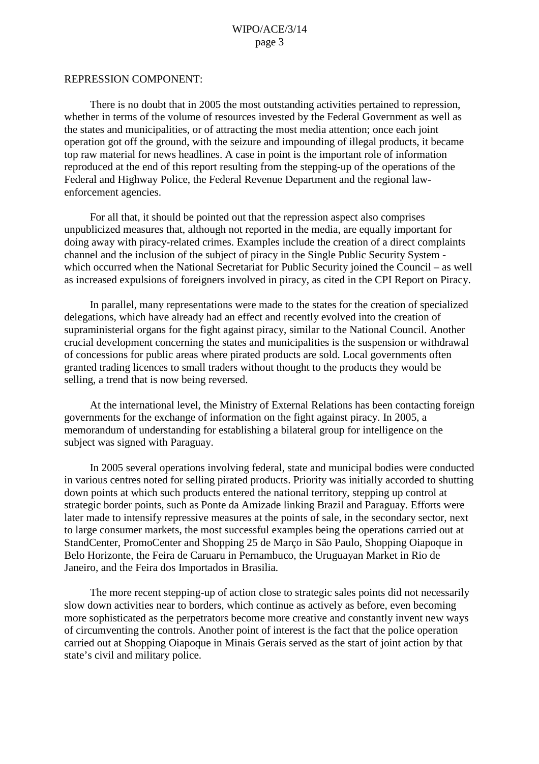REPRESSION COMPONENT:

There is no doubt that in 2005 the most outstanding activities pertained to repression, whether in terms of the volume of resources invested by the Federal Government as well as the states and municipalities, or of attracting the most media attention; once each joint operation got off the ground, with the seizure and impounding of illegal products, it became top raw material for news headlines. A case in point is the important role of information reproduced at the end of this report resulting from the stepping-up of the operations of the Federal and Highway Police, the Federal Revenue Department and the regional law-enforcement agencies.

For all that, it should be pointed out that the repression aspect also comprises unpublicized measures that, although not reported in the media, are equally important for doing away with piracy-related crimes. Examples include the creation of a direct complaints channel and the inclusion of the subject of piracy in the Single Public Security System - which occurred when the National Secretariat for Public Security joined the Council – as well as increased expulsions of foreigners involved in piracy, as cited in the CPI Report on Piracy.

In parallel, many representations were made to the states for the creation of specialized delegations, which have already had an effect and recently evolved into the creation of supraministerial organs for the fight against piracy, similar to the National Council. Another crucial development concerning the states and municipalities is the suspension or withdrawal of concessions for public areas where pirated products are sold. Local governments often granted trading licences to small traders without thought to the products they would be selling, a trend that is now being reversed.

At the international level, the Ministry of External Relations has been contacting foreign governments for the exchange of information on the fight against piracy. In 2005, a memorandum of understanding for establishing a bilateral group for intelligence on the subject was signed with Paraguay.

In 2005 several operations involving federal, state and municipal bodies were conducted in various centres noted for selling pirated products. Priority was initially accorded to shutting down points at which such products entered the national territory, stepping up control at strategic border points, such as Ponte da Amizade linking Brazil and Paraguay. Efforts were later made to intensify repressive measures at the points of sale, in the secondary sector, next to large consumer markets, the most successful examples being the operations carried out at StandCenter, PromoCenter and Shopping 25 de Março in São Paulo, Shopping Oiapoque in Belo Horizonte, the Feira de Caruaru in Pernambuco, the Uruguayan Market in Rio de Janeiro, and the Feira dos Importados in Brasilia.

The more recent stepping-up of action close to strategic sales points did not necessarily slow down activities near to borders, which continue as actively as before, even becoming more sophisticated as the perpetrators become more creative and constantly invent new ways of circumventing the controls. Another point of interest is the fact that the police operation carried out at Shopping Oiapoque in Minais Gerais served as the start of joint action by that state's civil and military police.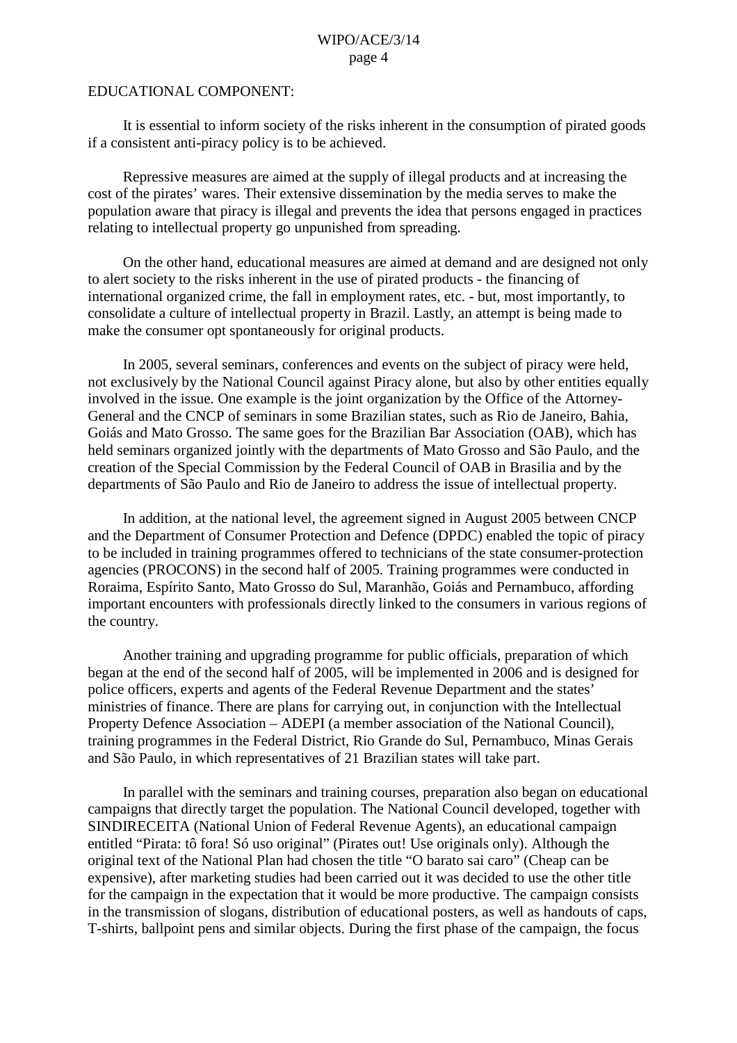EDUCATIONAL COMPONENT:

It is essential to inform society of the risks inherent in the consumption of pirated goods if a consistent anti-piracy policy is to be achieved.

Repressive measures are aimed at the supply of illegal products and at increasing the cost of the pirates' wares. Their extensive dissemination by the media serves to make the population aware that piracy is illegal and prevents the idea that persons engaged in practices relating to intellectual property go unpunished from spreading.

On the other hand, educational measures are aimed at demand and are designed not only to alert society to the risks inherent in the use of pirated products - the financing of international organized crime, the fall in employment rates, etc. - but, most importantly, to consolidate a culture of intellectual property in Brazil. Lastly, an attempt is being made to make the consumer opt spontaneously for original products.

In 2005, several seminars, conferences and events on the subject of piracy were held, not exclusively by the National Council against Piracy alone, but also by other entities equally involved in the issue. One example is the joint organization by the Office of the Attorney-General and the CNCP of seminars in some Brazilian states, such as Rio de Janeiro, Bahia, Goiás and Mato Grosso. The same goes for the Brazilian Bar Association (OAB), which has held seminars organized jointly with the departments of Mato Grosso and São Paulo, and the creation of the Special Commission by the Federal Council of OAB in Brasilia and by the departments of São Paulo and Rio de Janeiro to address the issue of intellectual property.

In addition, at the national level, the agreement signed in August 2005 between CNCP and the Department of Consumer Protection and Defence (DPDC) enabled the topic of piracy to be included in training programmes offered to technicians of the state consumer-protection agencies (PROCONS) in the second half of 2005. Training programmes were conducted in Roraima, Espírito Santo, Mato Grosso do Sul, Maranhão, Goiás and Pernambuco, affording important encounters with professionals directly linked to the consumers in various regions of the country.

Another training and upgrading programme for public officials, preparation of which began at the end of the second half of 2005, will be implemented in 2006 and is designed for police officers, experts and agents of the Federal Revenue Department and the states' ministries of finance. There are plans for carrying out, in conjunction with the Intellectual Property Defence Association – ADEPI (a member association of the National Council), training programmes in the Federal District, Rio Grande do Sul, Pernambuco, Minas Gerais and São Paulo, in which representatives of 21 Brazilian states will take part.

In parallel with the seminars and training courses, preparation also began on educational campaigns that directly target the population. The National Council developed, together with SINDIRECEITA (National Union of Federal Revenue Agents), an educational campaign entitled "Pirata: tô fora! Só uso original" (Pirates out! Use originals only). Although the original text of the National Plan had chosen the title "O barato sai caro" (Cheap can be expensive), after marketing studies had been carried out it was decided to use the other title for the campaign in the expectation that it would be more productive. The campaign consists in the transmission of slogans, distribution of educational posters, as well as handouts of caps, T-shirts, ballpoint pens and similar objects. During the first phase of the campaign, the focus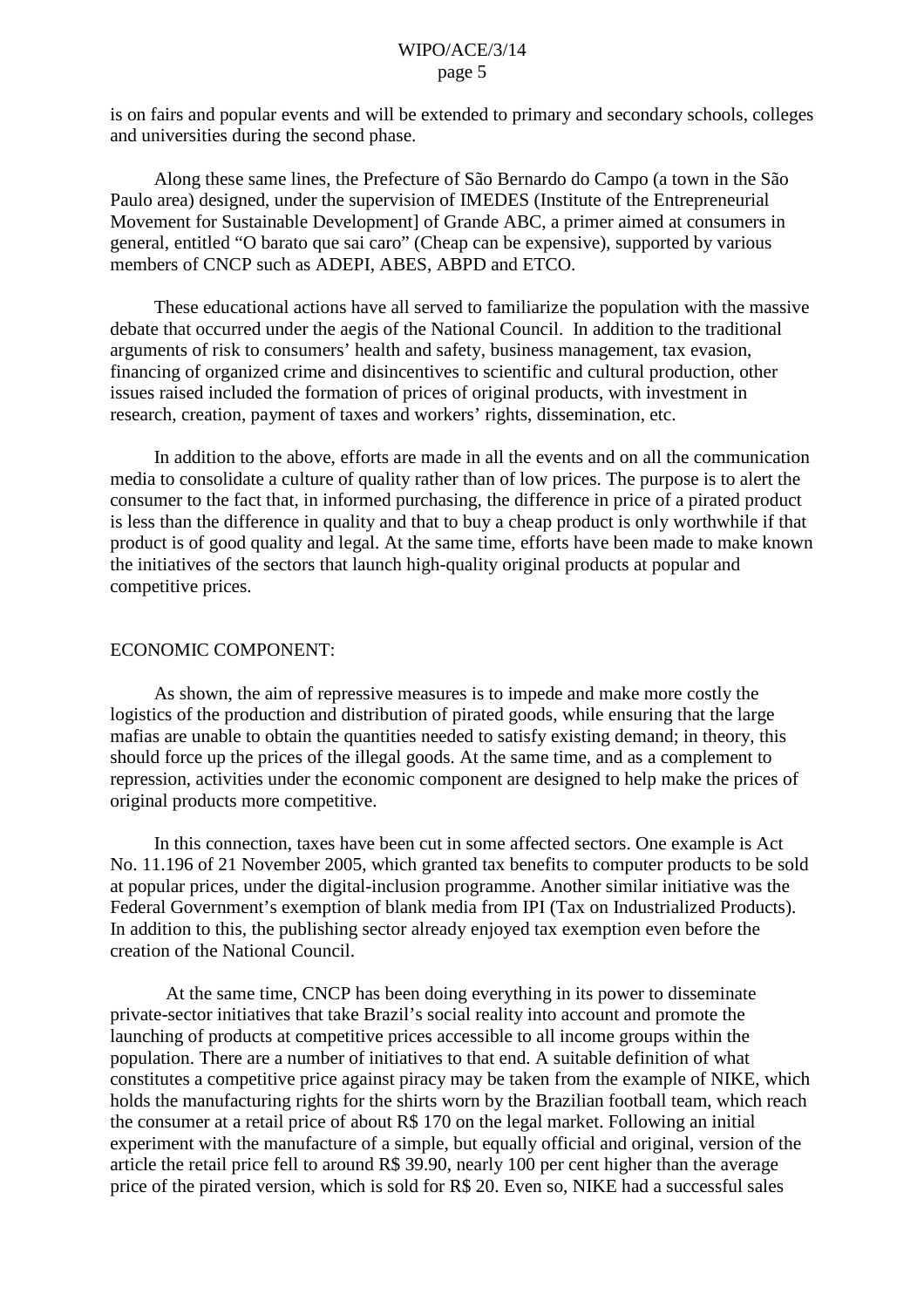is on fairs and popular events and will be extended to primary and secondary schools, colleges and universities during the second phase.

Along these same lines, the Prefecture of São Bernardo do Campo (a town in the São Paulo area) designed, under the supervision of IMEDES (Institute of the Entrepreneurial Movement for Sustainable Development] of Grande ABC, a primer aimed at consumers in general, entitled "O barato que sai caro" (Cheap can be expensive), supported by various members of CNCP such as ADEPI, ABES, ABPD and ETCO.

These educational actions have all served to familiarize the population with the massive debate that occurred under the aegis of the National Council. In addition to the traditional arguments of risk to consumers' health and safety, business management, tax evasion, financing of organized crime and disincentives to scientific and cultural production, other issues raised included the formation of prices of original products, with investment in research, creation, payment of taxes and workers' rights, dissemination, etc.

In addition to the above, efforts are made in all the events and on all the communication media to consolidate a culture of quality rather than of low prices. The purpose is to alert the consumer to the fact that, in informed purchasing, the difference in price of a pirated product is less than the difference in quality and that to buy a cheap product is only worthwhile if that product is of good quality and legal. At the same time, efforts have been made to make known the initiatives of the sectors that launch high-quality original products at popular and competitive prices.

## ECONOMIC COMPONENT:

As shown, the aim of repressive measures is to impede and make more costly the logistics of the production and distribution of pirated goods, while ensuring that the large mafias are unable to obtain the quantities needed to satisfy existing demand; in theory, this should force up the prices of the illegal goods. At the same time, and as a complement to repression, activities under the economic component are designed to help make the prices of original products more competitive.

In this connection, taxes have been cut in some affected sectors. One example is Act No. 11.196 of 21 November 2005, which granted tax benefits to computer products to be sold at popular prices, under the digital-inclusion programme. Another similar initiative was the Federal Government's exemption of blank media from IPI (Tax on Industrialized Products). In addition to this, the publishing sector already enjoyed tax exemption even before the creation of the National Council.

At the same time, CNCP has been doing everything in its power to disseminate private-sector initiatives that take Brazil's social reality into account and promote the launching of products at competitive prices accessible to all income groups within the population. There are a number of initiatives to that end. A suitable definition of what constitutes a competitive price against piracy may be taken from the example of NIKE, which holds the manufacturing rights for the shirts worn by the Brazilian football team, which reach the consumer at a retail price of about R$ 170 on the legal market. Following an initial experiment with the manufacture of a simple, but equally official and original, version of the article the retail price fell to around R$ 39.90, nearly 100 per cent higher than the average price of the pirated version, which is sold for R$ 20. Even so, NIKE had a successful sales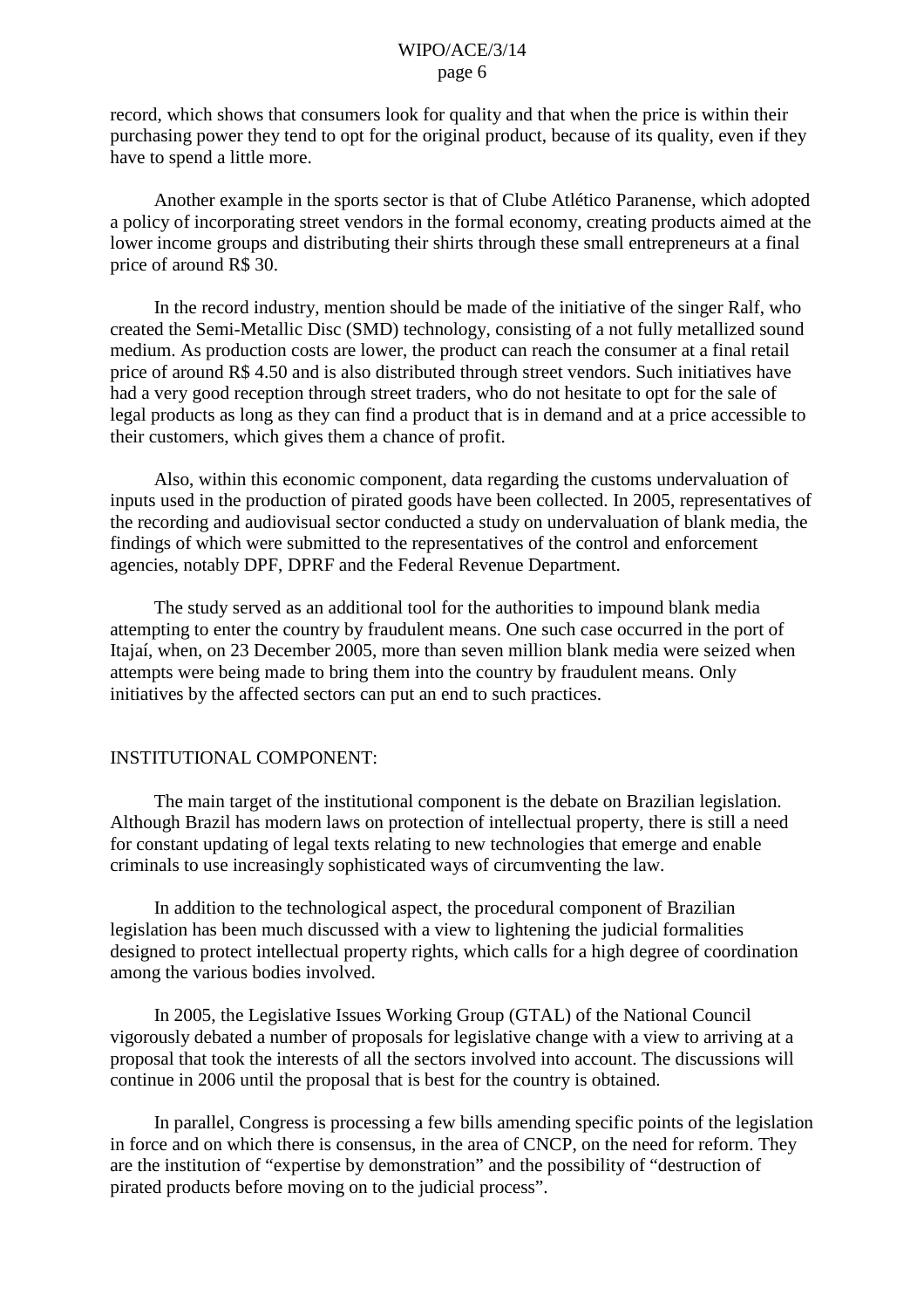record, which shows that consumers look for quality and that when the price is within their purchasing power they tend to opt for the original product, because of its quality, even if they have to spend a little more.

Another example in the sports sector is that of Clube Atlético Paranense, which adopted a policy of incorporating street vendors in the formal economy, creating products aimed at the lower income groups and distributing their shirts through these small entrepreneurs at a final price of around R$ 30.

In the record industry, mention should be made of the initiative of the singer Ralf, who created the Semi-Metallic Disc (SMD) technology, consisting of a not fully metallized sound medium. As production costs are lower, the product can reach the consumer at a final retail price of around R$ 4.50 and is also distributed through street vendors. Such initiatives have had a very good reception through street traders, who do not hesitate to opt for the sale of legal products as long as they can find a product that is in demand and at a price accessible to their customers, which gives them a chance of profit.

Also, within this economic component, data regarding the customs undervaluation of inputs used in the production of pirated goods have been collected. In 2005, representatives of the recording and audiovisual sector conducted a study on undervaluation of blank media, the findings of which were submitted to the representatives of the control and enforcement agencies, notably DPF, DPRF and the Federal Revenue Department.

The study served as an additional tool for the authorities to impound blank media attempting to enter the country by fraudulent means. One such case occurred in the port of Itajaí, when, on 23 December 2005, more than seven million blank media were seized when attempts were being made to bring them into the country by fraudulent means. Only initiatives by the affected sectors can put an end to such practices.

## INSTITUTIONAL COMPONENT:

The main target of the institutional component is the debate on Brazilian legislation. Although Brazil has modern laws on protection of intellectual property, there is still a need for constant updating of legal texts relating to new technologies that emerge and enable criminals to use increasingly sophisticated ways of circumventing the law.

In addition to the technological aspect, the procedural component of Brazilian legislation has been much discussed with a view to lightening the judicial formalities designed to protect intellectual property rights, which calls for a high degree of coordination among the various bodies involved.

In 2005, the Legislative Issues Working Group (GTAL) of the National Council vigorously debated a number of proposals for legislative change with a view to arriving at a proposal that took the interests of all the sectors involved into account. The discussions will continue in 2006 until the proposal that is best for the country is obtained.

In parallel, Congress is processing a few bills amending specific points of the legislation in force and on which there is consensus, in the area of CNCP, on the need for reform. They are the institution of "expertise by demonstration" and the possibility of "destruction of pirated products before moving on to the judicial process".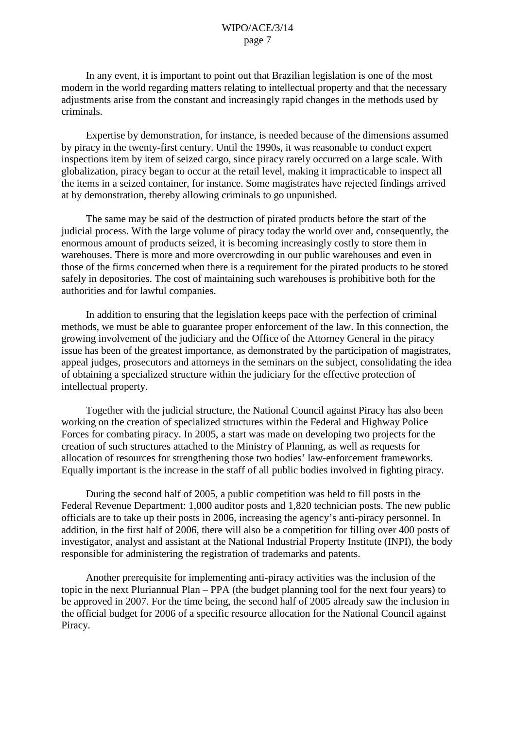In any event, it is important to point out that Brazilian legislation is one of the most modern in the world regarding matters relating to intellectual property and that the necessary adjustments arise from the constant and increasingly rapid changes in the methods used by criminals.

Expertise by demonstration, for instance, is needed because of the dimensions assumed by piracy in the twenty-first century. Until the 1990s, it was reasonable to conduct expert inspections item by item of seized cargo, since piracy rarely occurred on a large scale. With globalization, piracy began to occur at the retail level, making it impracticable to inspect all the items in a seized container, for instance. Some magistrates have rejected findings arrived at by demonstration, thereby allowing criminals to go unpunished.

The same may be said of the destruction of pirated products before the start of the judicial process. With the large volume of piracy today the world over and, consequently, the enormous amount of products seized, it is becoming increasingly costly to store them in warehouses. There is more and more overcrowding in our public warehouses and even in those of the firms concerned when there is a requirement for the pirated products to be stored safely in depositories. The cost of maintaining such warehouses is prohibitive both for the authorities and for lawful companies.

In addition to ensuring that the legislation keeps pace with the perfection of criminal methods, we must be able to guarantee proper enforcement of the law. In this connection, the growing involvement of the judiciary and the Office of the Attorney General in the piracy issue has been of the greatest importance, as demonstrated by the participation of magistrates, appeal judges, prosecutors and attorneys in the seminars on the subject, consolidating the idea of obtaining a specialized structure within the judiciary for the effective protection of intellectual property.

Together with the judicial structure, the National Council against Piracy has also been working on the creation of specialized structures within the Federal and Highway Police Forces for combating piracy. In 2005, a start was made on developing two projects for the creation of such structures attached to the Ministry of Planning, as well as requests for allocation of resources for strengthening those two bodies' law-enforcement frameworks. Equally important is the increase in the staff of all public bodies involved in fighting piracy.

During the second half of 2005, a public competition was held to fill posts in the Federal Revenue Department: 1,000 auditor posts and 1,820 technician posts. The new public officials are to take up their posts in 2006, increasing the agency's anti-piracy personnel. In addition, in the first half of 2006, there will also be a competition for filling over 400 posts of investigator, analyst and assistant at the National Industrial Property Institute (INPI), the body responsible for administering the registration of trademarks and patents.

Another prerequisite for implementing anti-piracy activities was the inclusion of the topic in the next Pluriannual Plan – PPA (the budget planning tool for the next four years) to be approved in 2007. For the time being, the second half of 2005 already saw the inclusion in the official budget for 2006 of a specific resource allocation for the National Council against Piracy.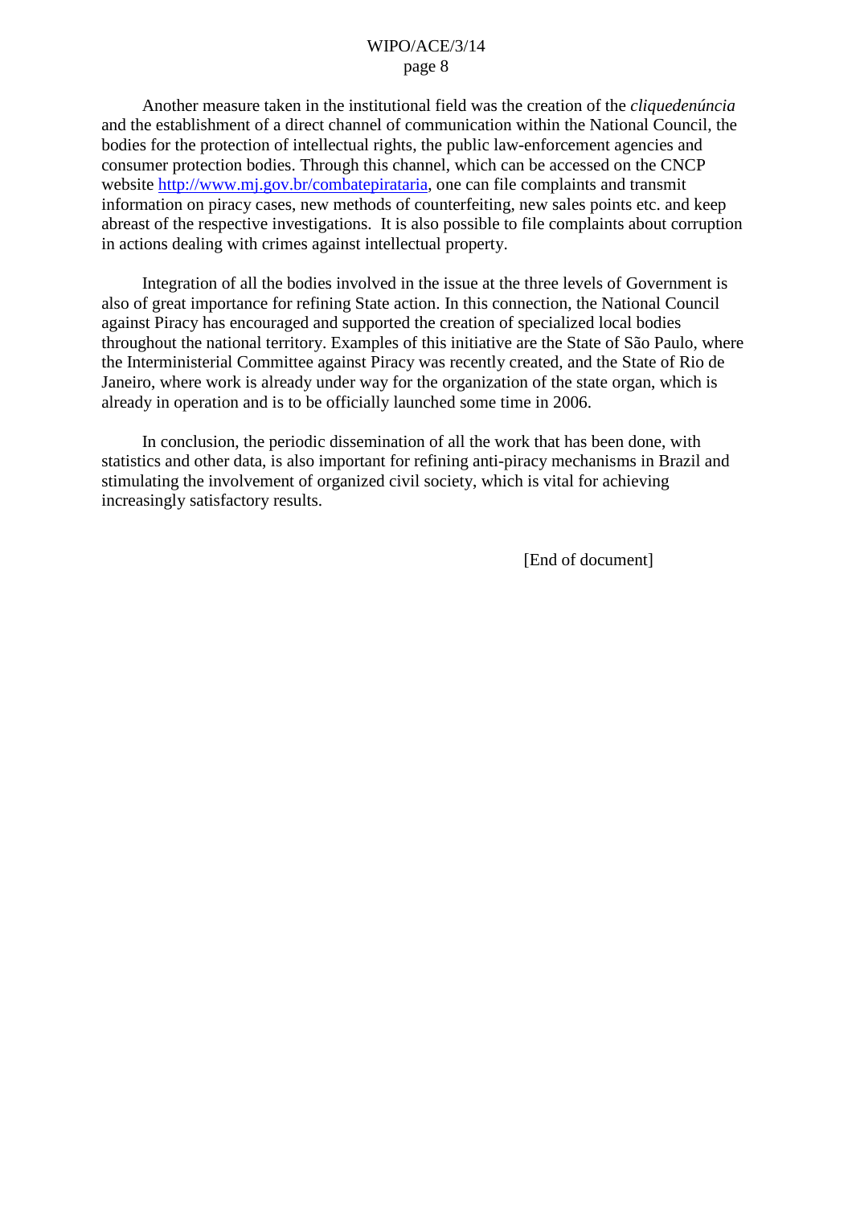Another measure taken in the institutional field was the creation of the *cliquedenúncia* and the establishment of a direct channel of communication within the National Council, the bodies for the protection of intellectual rights, the public law-enforcement agencies and consumer protection bodies. Through this channel, which can be accessed on the CNCP website http://www.mj.gov.br/combatepirataria, one can file complaints and transmit information on piracy cases, new methods of counterfeiting, new sales points etc. and keep abreast of the respective investigations. It is also possible to file complaints about corruption in actions dealing with crimes against intellectual property.

Integration of all the bodies involved in the issue at the three levels of Government is also of great importance for refining State action. In this connection, the National Council against Piracy has encouraged and supported the creation of specialized local bodies throughout the national territory. Examples of this initiative are the State of São Paulo, where the Interministerial Committee against Piracy was recently created, and the State of Rio de Janeiro, where work is already under way for the organization of the state organ, which is already in operation and is to be officially launched some time in 2006.

In conclusion, the periodic dissemination of all the work that has been done, with statistics and other data, is also important for refining anti-piracy mechanisms in Brazil and stimulating the involvement of organized civil society, which is vital for achieving increasingly satisfactory results.

[End of document]